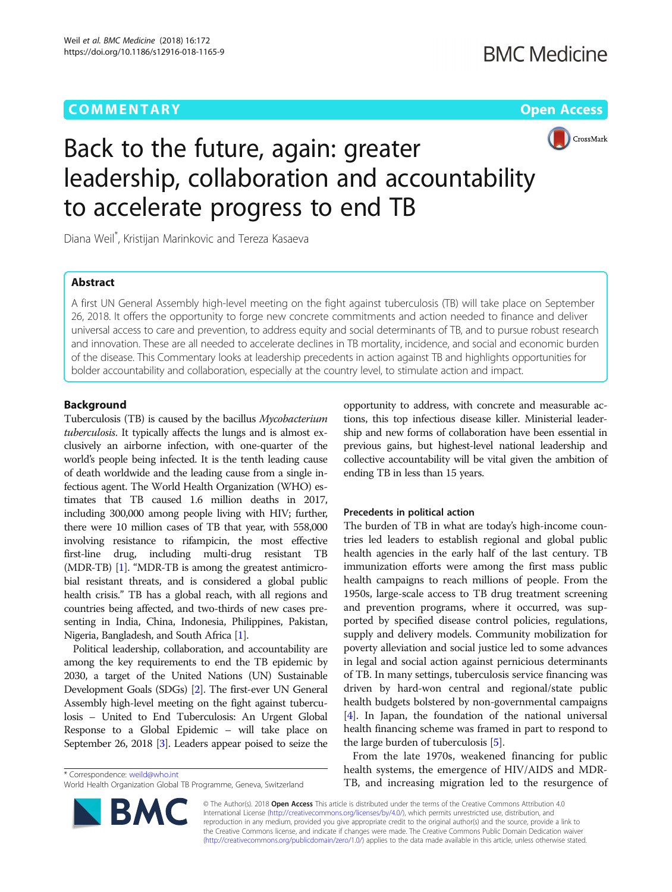COMMENTARY

Open Access

# Back to the future, again: greater leadership, collaboration and accountability to accelerate progress to end TB

Diana Weil*, Kristijan Marinkovic and Tereza Kasaeva

## Abstract

A first UN General Assembly high-level meeting on the fight against tuberculosis (TB) will take place on September 26, 2018. It offers the opportunity to forge new concrete commitments and action needed to finance and deliver universal access to care and prevention, to address equity and social determinants of TB, and to pursue robust research and innovation. These are all needed to accelerate declines in TB mortality, incidence, and social and economic burden of the disease. This Commentary looks at leadership precedents in action against TB and highlights opportunities for bolder accountability and collaboration, especially at the country level, to stimulate action and impact.

## Background

Tuberculosis (TB) is caused by the bacillus *Mycobacterium tuberculosis*. It typically affects the lungs and is almost exclusively an airborne infection, with one-quarter of the world's people being infected. It is the tenth leading cause of death worldwide and the leading cause from a single infectious agent. The World Health Organization (WHO) estimates that TB caused 1.6 million deaths in 2017, including 300,000 among people living with HIV; further, there were 10 million cases of TB that year, with 558,000 involving resistance to rifampicin, the most effective first-line drug, including multi-drug resistant TB (MDR-TB) [1]. "MDR-TB is among the greatest antimicrobial resistant threats, and is considered a global public health crisis." TB has a global reach, with all regions and countries being affected, and two-thirds of new cases presenting in India, China, Indonesia, Philippines, Pakistan, Nigeria, Bangladesh, and South Africa [1].

Political leadership, collaboration, and accountability are among the key requirements to end the TB epidemic by 2030, a target of the United Nations (UN) Sustainable Development Goals (SDGs) [2]. The first-ever UN General Assembly high-level meeting on the fight against tuberculosis – United to End Tuberculosis: An Urgent Global Response to a Global Epidemic – will take place on September 26, 2018 [3]. Leaders appear poised to seize the opportunity to address, with concrete and measurable actions, this top infectious disease killer. Ministerial leadership and new forms of collaboration have been essential in previous gains, but highest-level national leadership and collective accountability will be vital given the ambition of ending TB in less than 15 years.

### Precedents in political action

The burden of TB in what are today's high-income countries led leaders to establish regional and global public health agencies in the early half of the last century. TB immunization efforts were among the first mass public health campaigns to reach millions of people. From the 1950s, large-scale access to TB drug treatment screening and prevention programs, where it occurred, was supported by specified disease control policies, regulations, supply and delivery models. Community mobilization for poverty alleviation and social justice led to some advances in legal and social action against pernicious determinants of TB. In many settings, tuberculosis service financing was driven by hard-won central and regional/state public health budgets bolstered by non-governmental campaigns [4]. In Japan, the foundation of the national universal health financing scheme was framed in part to respond to the large burden of tuberculosis [5].

From the late 1970s, weakened financing for public health systems, the emergence of HIV/AIDS and MDR-TB, and increasing migration led to the resurgence of

* Correspondence: weild@who.int
World Health Organization Global TB Programme, Geneva, Switzerland

© The Author(s). 2018 **Open Access** This article is distributed under the terms of the Creative Commons Attribution 4.0 International License (http://creativecommons.org/licenses/by/4.0/), which permits unrestricted use, distribution, and reproduction in any medium, provided you give appropriate credit to the original author(s) and the source, provide a link to the Creative Commons license, and indicate if changes were made. The Creative Commons Public Domain Dedication waiver (http://creativecommons.org/publicdomain/zero/1.0/) applies to the data made available in this article, unless otherwise stated.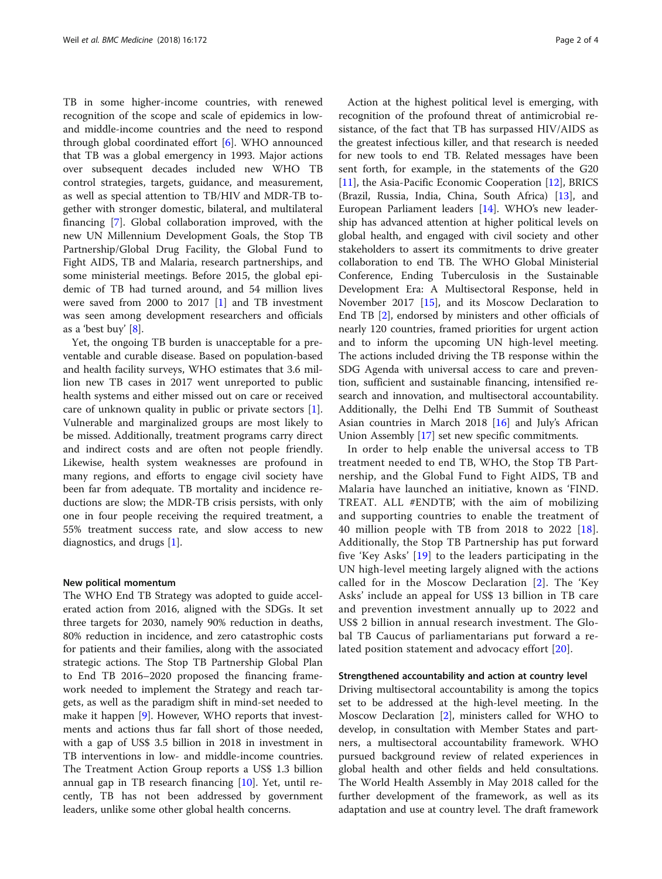TB in some higher-income countries, with renewed recognition of the scope and scale of epidemics in low- and middle-income countries and the need to respond through global coordinated effort [6]. WHO announced that TB was a global emergency in 1993. Major actions over subsequent decades included new WHO TB control strategies, targets, guidance, and measurement, as well as special attention to TB/HIV and MDR-TB together with stronger domestic, bilateral, and multilateral financing [7]. Global collaboration improved, with the new UN Millennium Development Goals, the Stop TB Partnership/Global Drug Facility, the Global Fund to Fight AIDS, TB and Malaria, research partnerships, and some ministerial meetings. Before 2015, the global epidemic of TB had turned around, and 54 million lives were saved from 2000 to 2017 [1] and TB investment was seen among development researchers and officials as a 'best buy' [8].

Yet, the ongoing TB burden is unacceptable for a preventable and curable disease. Based on population-based and health facility surveys, WHO estimates that 3.6 million new TB cases in 2017 went unreported to public health systems and either missed out on care or received care of unknown quality in public or private sectors [1]. Vulnerable and marginalized groups are most likely to be missed. Additionally, treatment programs carry direct and indirect costs and are often not people friendly. Likewise, health system weaknesses are profound in many regions, and efforts to engage civil society have been far from adequate. TB mortality and incidence reductions are slow; the MDR-TB crisis persists, with only one in four people receiving the required treatment, a 55% treatment success rate, and slow access to new diagnostics, and drugs [1].

#### New political momentum

The WHO End TB Strategy was adopted to guide accelerated action from 2016, aligned with the SDGs. It set three targets for 2030, namely 90% reduction in deaths, 80% reduction in incidence, and zero catastrophic costs for patients and their families, along with the associated strategic actions. The Stop TB Partnership Global Plan to End TB 2016–2020 proposed the financing framework needed to implement the Strategy and reach targets, as well as the paradigm shift in mind-set needed to make it happen [9]. However, WHO reports that investments and actions thus far fall short of those needed, with a gap of US$ 3.5 billion in 2018 in investment in TB interventions in low- and middle-income countries. The Treatment Action Group reports a US$ 1.3 billion annual gap in TB research financing [10]. Yet, until recently, TB has not been addressed by government leaders, unlike some other global health concerns.

Action at the highest political level is emerging, with recognition of the profound threat of antimicrobial resistance, of the fact that TB has surpassed HIV/AIDS as the greatest infectious killer, and that research is needed for new tools to end TB. Related messages have been sent forth, for example, in the statements of the G20 [11], the Asia-Pacific Economic Cooperation [12], BRICS (Brazil, Russia, India, China, South Africa) [13], and European Parliament leaders [14]. WHO's new leadership has advanced attention at higher political levels on global health, and engaged with civil society and other stakeholders to assert its commitments to drive greater collaboration to end TB. The WHO Global Ministerial Conference, Ending Tuberculosis in the Sustainable Development Era: A Multisectoral Response, held in November 2017 [15], and its Moscow Declaration to End TB [2], endorsed by ministers and other officials of nearly 120 countries, framed priorities for urgent action and to inform the upcoming UN high-level meeting. The actions included driving the TB response within the SDG Agenda with universal access to care and prevention, sufficient and sustainable financing, intensified research and innovation, and multisectoral accountability. Additionally, the Delhi End TB Summit of Southeast Asian countries in March 2018 [16] and July's African Union Assembly [17] set new specific commitments.

In order to help enable the universal access to TB treatment needed to end TB, WHO, the Stop TB Partnership, and the Global Fund to Fight AIDS, TB and Malaria have launched an initiative, known as 'FIND. TREAT. ALL #ENDTB', with the aim of mobilizing and supporting countries to enable the treatment of 40 million people with TB from 2018 to 2022 [18]. Additionally, the Stop TB Partnership has put forward five 'Key Asks' [19] to the leaders participating in the UN high-level meeting largely aligned with the actions called for in the Moscow Declaration [2]. The 'Key Asks' include an appeal for US$ 13 billion in TB care and prevention investment annually up to 2022 and US$ 2 billion in annual research investment. The Global TB Caucus of parliamentarians put forward a related position statement and advocacy effort [20].

#### Strengthened accountability and action at country level

Driving multisectoral accountability is among the topics set to be addressed at the high-level meeting. In the Moscow Declaration [2], ministers called for WHO to develop, in consultation with Member States and partners, a multisectoral accountability framework. WHO pursued background review of related experiences in global health and other fields and held consultations. The World Health Assembly in May 2018 called for the further development of the framework, as well as its adaptation and use at country level. The draft framework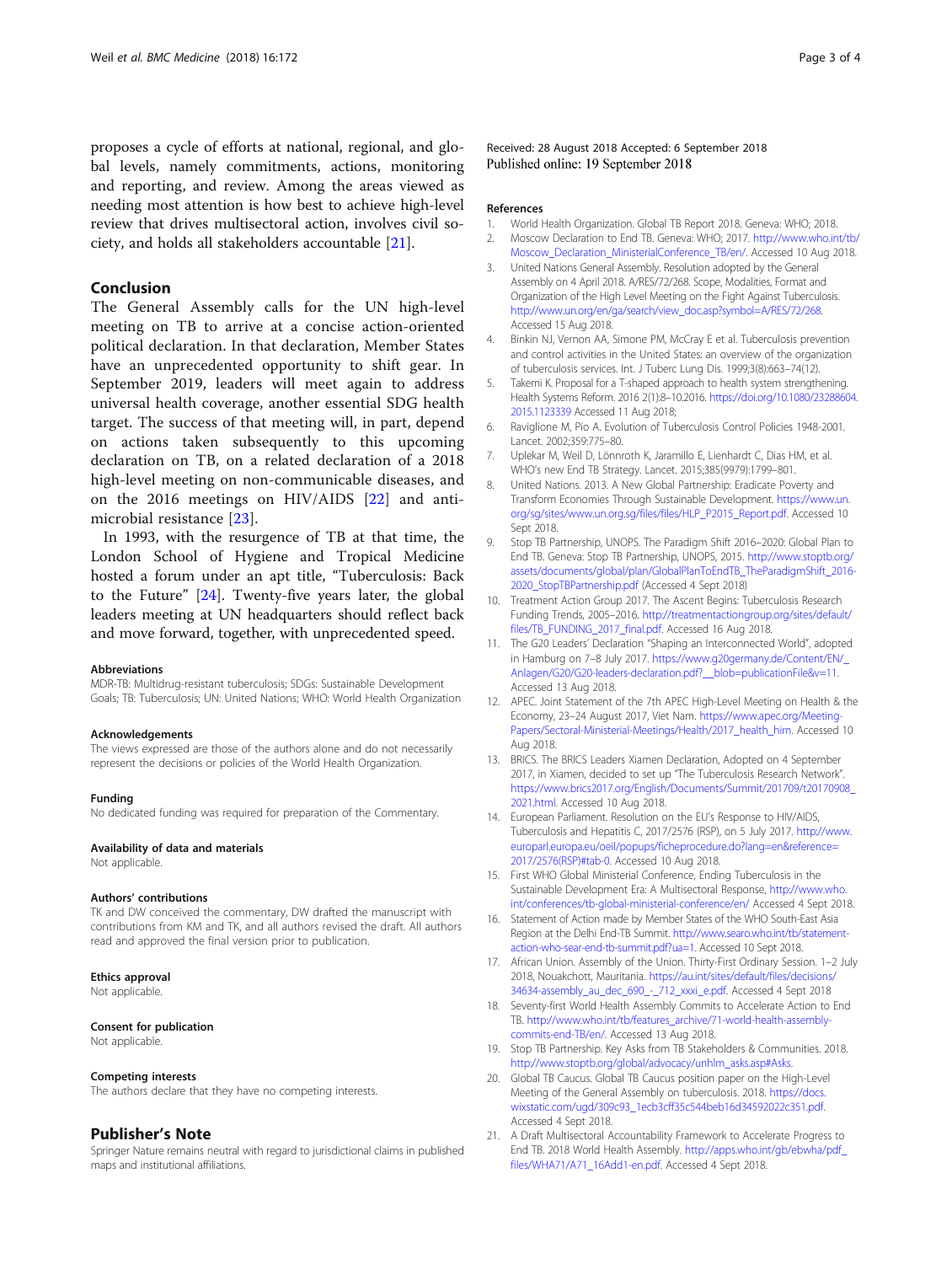proposes a cycle of efforts at national, regional, and global levels, namely commitments, actions, monitoring and reporting, and review. Among the areas viewed as needing most attention is how best to achieve high-level review that drives multisectoral action, involves civil society, and holds all stakeholders accountable [21].

## Conclusion

The General Assembly calls for the UN high-level meeting on TB to arrive at a concise action-oriented political declaration. In that declaration, Member States have an unprecedented opportunity to shift gear. In September 2019, leaders will meet again to address universal health coverage, another essential SDG health target. The success of that meeting will, in part, depend on actions taken subsequently to this upcoming declaration on TB, on a related declaration of a 2018 high-level meeting on non-communicable diseases, and on the 2016 meetings on HIV/AIDS [22] and antimicrobial resistance [23].

In 1993, with the resurgence of TB at that time, the London School of Hygiene and Tropical Medicine hosted a forum under an apt title, "Tuberculosis: Back to the Future" [24]. Twenty-five years later, the global leaders meeting at UN headquarters should reflect back and move forward, together, with unprecedented speed.

#### Abbreviations

MDR-TB: Multidrug-resistant tuberculosis; SDGs: Sustainable Development Goals; TB: Tuberculosis; UN: United Nations; WHO: World Health Organization

#### Acknowledgements

The views expressed are those of the authors alone and do not necessarily represent the decisions or policies of the World Health Organization.

#### Funding

No dedicated funding was required for preparation of the Commentary.

#### Availability of data and materials

Not applicable.

#### Authors' contributions

TK and DW conceived the commentary, DW drafted the manuscript with contributions from KM and TK, and all authors revised the draft. All authors read and approved the final version prior to publication.

#### Ethics approval

Not applicable.

#### Consent for publication

Not applicable.

#### Competing interests

The authors declare that they have no competing interests.

## Publisher's Note

Springer Nature remains neutral with regard to jurisdictional claims in published maps and institutional affiliations.

Received: 28 August 2018 Accepted: 6 September 2018
Published online: 19 September 2018

#### References

1. World Health Organization. Global TB Report 2018. Geneva: WHO; 2018.
2. Moscow Declaration to End TB. Geneva: WHO; 2017. http://www.who.int/tb/Moscow_Declaration_MinisterialConference_TB/en/. Accessed 10 Aug 2018.
3. United Nations General Assembly. Resolution adopted by the General Assembly on 4 April 2018. A/RES/72/268. Scope, Modalities, Format and Organization of the High Level Meeting on the Fight Against Tuberculosis. http://www.un.org/en/ga/search/view_doc.asp?symbol=A/RES/72/268. Accessed 15 Aug 2018.
4. Binkin NJ, Vernon AA, Simone PM, McCray E et al. Tuberculosis prevention and control activities in the United States: an overview of the organization of tuberculosis services. Int. J Tuberc Lung Dis. 1999;3(8):663–74(12).
5. Takemi K. Proposal for a T-shaped approach to health system strengthening. Health Systems Reform. 2016 2(1):8–10.2016. https://doi.org/10.1080/23288604.2015.1123339 Accessed 11 Aug 2018;
6. Raviglione M, Pio A. Evolution of Tuberculosis Control Policies 1948-2001. Lancet. 2002;359:775–80.
7. Uplekar M, Weil D, Lönnroth K, Jaramillo E, Lienhardt C, Dias HM, et al. WHO's new End TB Strategy. Lancet. 2015;385(9979):1799–801.
8. United Nations. 2013. A New Global Partnership: Eradicate Poverty and Transform Economies Through Sustainable Development. https://www.un.org/sg/sites/www.un.org.sg/files/files/HLP_P2015_Report.pdf. Accessed 10 Sept 2018.
9. Stop TB Partnership, UNOPS. The Paradigm Shift 2016–2020: Global Plan to End TB. Geneva: Stop TB Partnership, UNOPS, 2015. http://www.stoptb.org/assets/documents/global/plan/GlobalPlanToEndTB_TheParadigmShift_2016-2020_StopTBPartnership.pdf (Accessed 4 Sept 2018)
10. Treatment Action Group 2017. The Ascent Begins: Tuberculosis Research Funding Trends, 2005–2016. http://treatmentactiongroup.org/sites/default/files/TB_FUNDING_2017_final.pdf. Accessed 16 Aug 2018.
11. The G20 Leaders' Declaration "Shaping an Interconnected World", adopted in Hamburg on 7–8 July 2017. https://www.g20germany.de/Content/EN/_Anlagen/G20/G20-leaders-declaration.pdf?__blob=publicationFile&v=11. Accessed 13 Aug 2018.
12. APEC. Joint Statement of the 7th APEC High-Level Meeting on Health & the Economy, 23–24 August 2017, Viet Nam. https://www.apec.org/Meeting-Papers/Sectoral-Ministerial-Meetings/Health/2017_health_him. Accessed 10 Aug 2018.
13. BRICS. The BRICS Leaders Xiamen Declaration, Adopted on 4 September 2017, in Xiamen, decided to set up "The Tuberculosis Research Network". https://www.brics2017.org/English/Documents/Summit/201709/t20170908_2021.html. Accessed 10 Aug 2018.
14. European Parliament. Resolution on the EU's Response to HIV/AIDS, Tuberculosis and Hepatitis C, 2017/2576 (RSP), on 5 July 2017. http://www.europarl.europa.eu/oeil/popups/ficheprocedure.do?lang=en&reference=2017/2576(RSP)#tab-0. Accessed 10 Aug 2018.
15. First WHO Global Ministerial Conference, Ending Tuberculosis in the Sustainable Development Era: A Multisectoral Response, http://www.who.int/conferences/tb-global-ministerial-conference/en/ Accessed 4 Sept 2018.
16. Statement of Action made by Member States of the WHO South-East Asia Region at the Delhi End-TB Summit. http://www.searo.who.int/tb/statement-action-who-sear-end-tb-summit.pdf?ua=1. Accessed 10 Sept 2018.
17. African Union. Assembly of the Union. Thirty-First Ordinary Session. 1–2 July 2018, Nouakchott, Mauritania. https://au.int/sites/default/files/decisions/34634-assembly_au_dec_690_-_712_xxxi_e.pdf. Accessed 4 Sept 2018
18. Seventy-first World Health Assembly Commits to Accelerate Action to End TB. http://www.who.int/tb/features_archive/71-world-health-assembly-commits-end-TB/en/. Accessed 13 Aug 2018.
19. Stop TB Partnership. Key Asks from TB Stakeholders & Communities. 2018. http://www.stoptb.org/global/advocacy/unhlm_asks.asp#Asks.
20. Global TB Caucus. Global TB Caucus position paper on the High-Level Meeting of the General Assembly on tuberculosis. 2018. https://docs.wixstatic.com/ugd/309c93_1ecb3cff35c544beb16d34592022c351.pdf. Accessed 4 Sept 2018.
21. A Draft Multisectoral Accountability Framework to Accelerate Progress to End TB. 2018 World Health Assembly. http://apps.who.int/gb/ebwha/pdf_files/WHA71/A71_16Add1-en.pdf. Accessed 4 Sept 2018.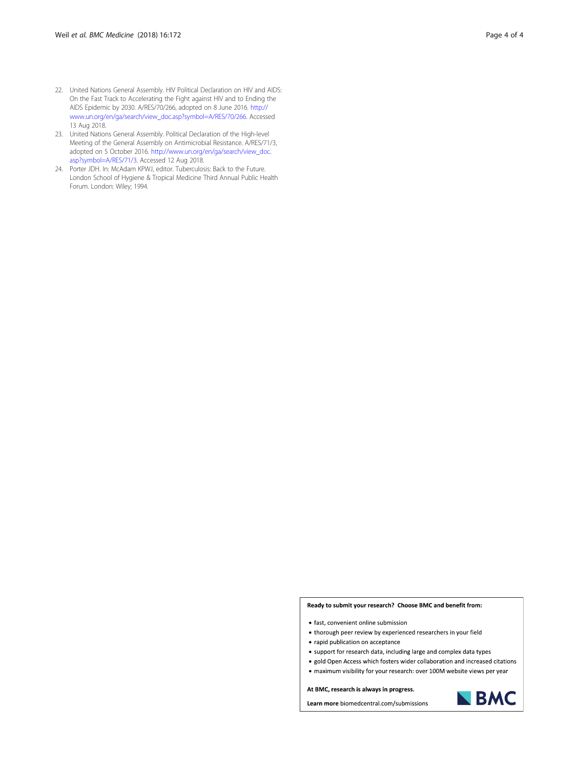22. United Nations General Assembly. HIV Political Declaration on HIV and AIDS: On the Fast Track to Accelerating the Fight against HIV and to Ending the AIDS Epidemic by 2030. A/RES/70/266, adopted on 8 June 2016. http://www.un.org/en/ga/search/view_doc.asp?symbol=A/RES/70/266. Accessed 13 Aug 2018.
23. United Nations General Assembly. Political Declaration of the High-level Meeting of the General Assembly on Antimicrobial Resistance. A/RES/71/3, adopted on 5 October 2016. http://www.un.org/en/ga/search/view_doc.asp?symbol=A/RES/71/3. Accessed 12 Aug 2018.
24. Porter JDH. In: McAdam KPWJ, editor. Tuberculosis: Back to the Future. London School of Hygiene & Tropical Medicine Third Annual Public Health Forum. London: Wiley; 1994.

**Ready to submit your research? Choose BMC and benefit from:**

- fast, convenient online submission
- thorough peer review by experienced researchers in your field
- rapid publication on acceptance
- support for research data, including large and complex data types
- gold Open Access which fosters wider collaboration and increased citations
- maximum visibility for your research: over 100M website views per year

**At BMC, research is always in progress.**

**Learn more** biomedcentral.com/submissions

BMC